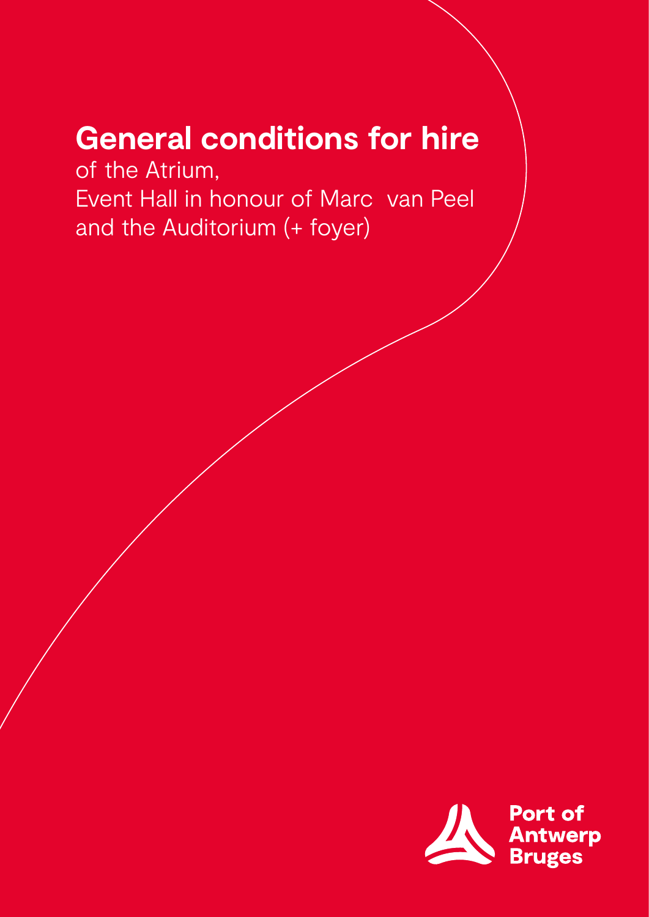# General conditions for hire

of the Atrium,
Event Hall in honour of Marc van Peel
and the Auditorium (+ foyer)

Port of
Antwerp
Bruges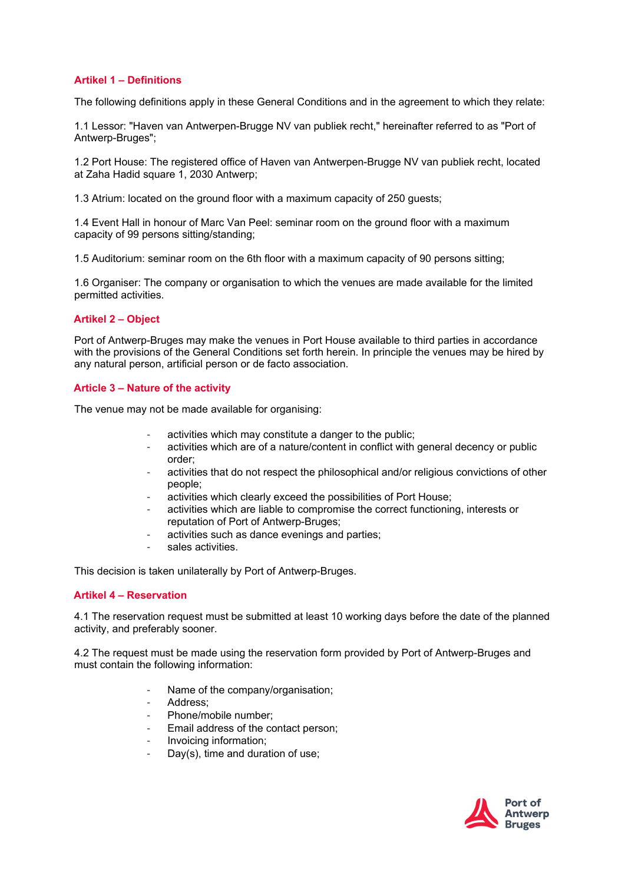## Artikel 1 – Definitions

The following definitions apply in these General Conditions and in the agreement to which they relate:

1.1 Lessor: "Haven van Antwerpen-Brugge NV van publiek recht," hereinafter referred to as "Port of Antwerp-Bruges";

1.2 Port House: The registered office of Haven van Antwerpen-Brugge NV van publiek recht, located at Zaha Hadid square 1, 2030 Antwerp;

1.3 Atrium: located on the ground floor with a maximum capacity of 250 guests;

1.4 Event Hall in honour of Marc Van Peel: seminar room on the ground floor with a maximum capacity of 99 persons sitting/standing;

1.5 Auditorium: seminar room on the 6th floor with a maximum capacity of 90 persons sitting;

1.6 Organiser: The company or organisation to which the venues are made available for the limited permitted activities.

## Artikel 2 – Object

Port of Antwerp-Bruges may make the venues in Port House available to third parties in accordance with the provisions of the General Conditions set forth herein. In principle the venues may be hired by any natural person, artificial person or de facto association.

## Article 3 – Nature of the activity

The venue may not be made available for organising:

- activities which may constitute a danger to the public;
- activities which are of a nature/content in conflict with general decency or public order;
- activities that do not respect the philosophical and/or religious convictions of other people;
- activities which clearly exceed the possibilities of Port House;
- activities which are liable to compromise the correct functioning, interests or reputation of Port of Antwerp-Bruges;
- activities such as dance evenings and parties;
- sales activities.

This decision is taken unilaterally by Port of Antwerp-Bruges.

## Artikel 4 – Reservation

4.1 The reservation request must be submitted at least 10 working days before the date of the planned activity, and preferably sooner.

4.2 The request must be made using the reservation form provided by Port of Antwerp-Bruges and must contain the following information:

- Name of the company/organisation;
- Address;
- Phone/mobile number;
- Email address of the contact person;
- Invoicing information;
- Day(s), time and duration of use;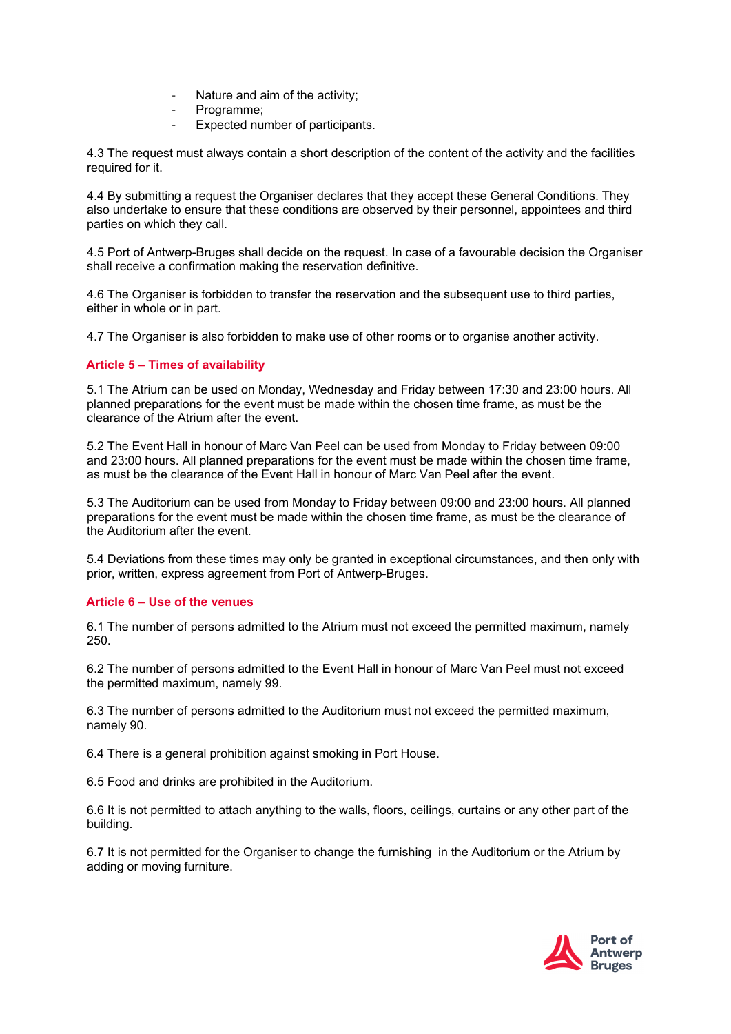- Nature and aim of the activity;
- Programme;
- Expected number of participants.

4.3 The request must always contain a short description of the content of the activity and the facilities required for it.

4.4 By submitting a request the Organiser declares that they accept these General Conditions. They also undertake to ensure that these conditions are observed by their personnel, appointees and third parties on which they call.

4.5 Port of Antwerp-Bruges shall decide on the request. In case of a favourable decision the Organiser shall receive a confirmation making the reservation definitive.

4.6 The Organiser is forbidden to transfer the reservation and the subsequent use to third parties, either in whole or in part.

4.7 The Organiser is also forbidden to make use of other rooms or to organise another activity.

### Article 5 – Times of availability

5.1 The Atrium can be used on Monday, Wednesday and Friday between 17:30 and 23:00 hours. All planned preparations for the event must be made within the chosen time frame, as must be the clearance of the Atrium after the event.

5.2 The Event Hall in honour of Marc Van Peel can be used from Monday to Friday between 09:00 and 23:00 hours. All planned preparations for the event must be made within the chosen time frame, as must be the clearance of the Event Hall in honour of Marc Van Peel after the event.

5.3 The Auditorium can be used from Monday to Friday between 09:00 and 23:00 hours. All planned preparations for the event must be made within the chosen time frame, as must be the clearance of the Auditorium after the event.

5.4 Deviations from these times may only be granted in exceptional circumstances, and then only with prior, written, express agreement from Port of Antwerp-Bruges.

### Article 6 – Use of the venues

6.1 The number of persons admitted to the Atrium must not exceed the permitted maximum, namely 250.

6.2 The number of persons admitted to the Event Hall in honour of Marc Van Peel must not exceed the permitted maximum, namely 99.

6.3 The number of persons admitted to the Auditorium must not exceed the permitted maximum, namely 90.

6.4 There is a general prohibition against smoking in Port House.

6.5 Food and drinks are prohibited in the Auditorium.

6.6 It is not permitted to attach anything to the walls, floors, ceilings, curtains or any other part of the building.

6.7 It is not permitted for the Organiser to change the furnishing in the Auditorium or the Atrium by adding or moving furniture.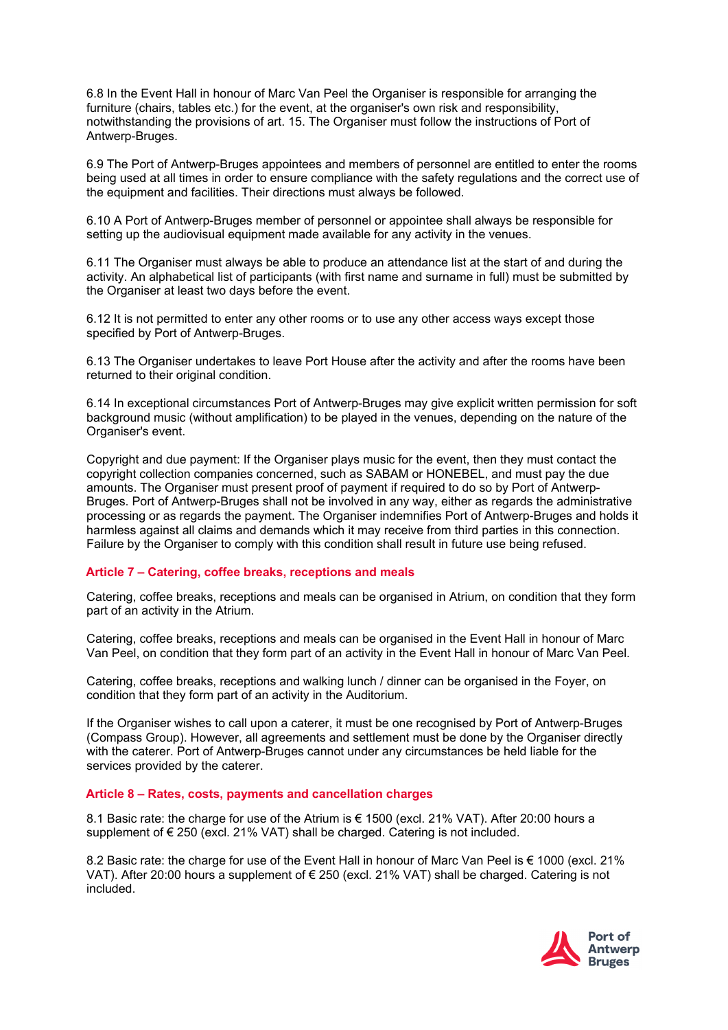6.8 In the Event Hall in honour of Marc Van Peel the Organiser is responsible for arranging the furniture (chairs, tables etc.) for the event, at the organiser's own risk and responsibility, notwithstanding the provisions of art. 15. The Organiser must follow the instructions of Port of Antwerp-Bruges.

6.9 The Port of Antwerp-Bruges appointees and members of personnel are entitled to enter the rooms being used at all times in order to ensure compliance with the safety regulations and the correct use of the equipment and facilities. Their directions must always be followed.

6.10 A Port of Antwerp-Bruges member of personnel or appointee shall always be responsible for setting up the audiovisual equipment made available for any activity in the venues.

6.11 The Organiser must always be able to produce an attendance list at the start of and during the activity. An alphabetical list of participants (with first name and surname in full) must be submitted by the Organiser at least two days before the event.

6.12 It is not permitted to enter any other rooms or to use any other access ways except those specified by Port of Antwerp-Bruges.

6.13 The Organiser undertakes to leave Port House after the activity and after the rooms have been returned to their original condition.

6.14 In exceptional circumstances Port of Antwerp-Bruges may give explicit written permission for soft background music (without amplification) to be played in the venues, depending on the nature of the Organiser's event.

Copyright and due payment: If the Organiser plays music for the event, then they must contact the copyright collection companies concerned, such as SABAM or HONEBEL, and must pay the due amounts. The Organiser must present proof of payment if required to do so by Port of Antwerp-Bruges. Port of Antwerp-Bruges shall not be involved in any way, either as regards the administrative processing or as regards the payment. The Organiser indemnifies Port of Antwerp-Bruges and holds it harmless against all claims and demands which it may receive from third parties in this connection. Failure by the Organiser to comply with this condition shall result in future use being refused.

## Article 7 – Catering, coffee breaks, receptions and meals

Catering, coffee breaks, receptions and meals can be organised in Atrium, on condition that they form part of an activity in the Atrium.

Catering, coffee breaks, receptions and meals can be organised in the Event Hall in honour of Marc Van Peel, on condition that they form part of an activity in the Event Hall in honour of Marc Van Peel.

Catering, coffee breaks, receptions and walking lunch / dinner can be organised in the Foyer, on condition that they form part of an activity in the Auditorium.

If the Organiser wishes to call upon a caterer, it must be one recognised by Port of Antwerp-Bruges (Compass Group). However, all agreements and settlement must be done by the Organiser directly with the caterer. Port of Antwerp-Bruges cannot under any circumstances be held liable for the services provided by the caterer.

## Article 8 – Rates, costs, payments and cancellation charges

8.1 Basic rate: the charge for use of the Atrium is € 1500 (excl. 21% VAT). After 20:00 hours a supplement of € 250 (excl. 21% VAT) shall be charged. Catering is not included.

8.2 Basic rate: the charge for use of the Event Hall in honour of Marc Van Peel is € 1000 (excl. 21% VAT). After 20:00 hours a supplement of € 250 (excl. 21% VAT) shall be charged. Catering is not included.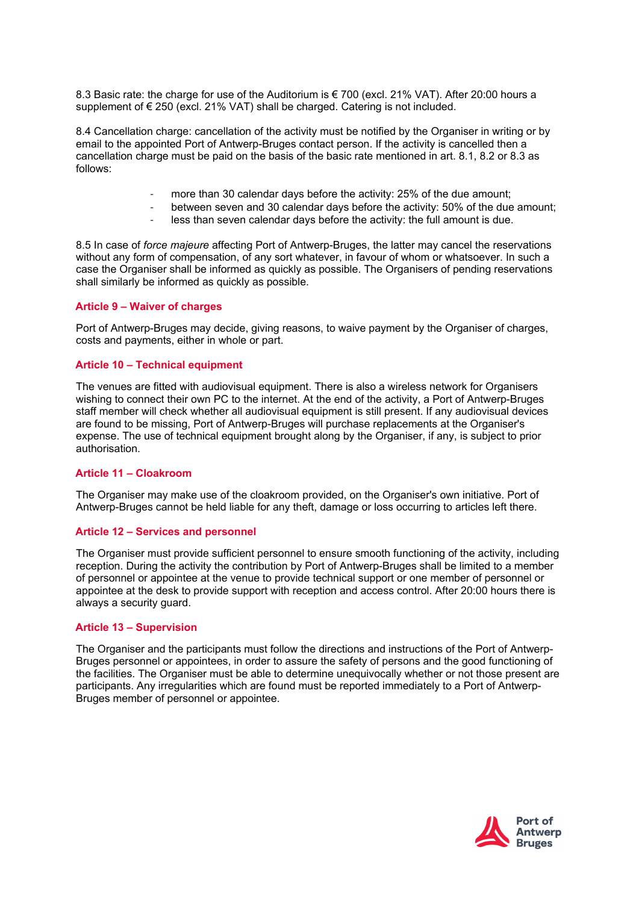8.3 Basic rate: the charge for use of the Auditorium is € 700 (excl. 21% VAT). After 20:00 hours a supplement of € 250 (excl. 21% VAT) shall be charged. Catering is not included.

8.4 Cancellation charge: cancellation of the activity must be notified by the Organiser in writing or by email to the appointed Port of Antwerp-Bruges contact person. If the activity is cancelled then a cancellation charge must be paid on the basis of the basic rate mentioned in art. 8.1, 8.2 or 8.3 as follows:

- more than 30 calendar days before the activity: 25% of the due amount;
- between seven and 30 calendar days before the activity: 50% of the due amount;
- less than seven calendar days before the activity: the full amount is due.

8.5 In case of *force majeure* affecting Port of Antwerp-Bruges, the latter may cancel the reservations without any form of compensation, of any sort whatever, in favour of whom or whatsoever. In such a case the Organiser shall be informed as quickly as possible. The Organisers of pending reservations shall similarly be informed as quickly as possible.

### Article 9 – Waiver of charges

Port of Antwerp-Bruges may decide, giving reasons, to waive payment by the Organiser of charges, costs and payments, either in whole or part.

### Article 10 – Technical equipment

The venues are fitted with audiovisual equipment. There is also a wireless network for Organisers wishing to connect their own PC to the internet. At the end of the activity, a Port of Antwerp-Bruges staff member will check whether all audiovisual equipment is still present. If any audiovisual devices are found to be missing, Port of Antwerp-Bruges will purchase replacements at the Organiser's expense. The use of technical equipment brought along by the Organiser, if any, is subject to prior authorisation.

### Article 11 – Cloakroom

The Organiser may make use of the cloakroom provided, on the Organiser's own initiative. Port of Antwerp-Bruges cannot be held liable for any theft, damage or loss occurring to articles left there.

### Article 12 – Services and personnel

The Organiser must provide sufficient personnel to ensure smooth functioning of the activity, including reception. During the activity the contribution by Port of Antwerp-Bruges shall be limited to a member of personnel or appointee at the venue to provide technical support or one member of personnel or appointee at the desk to provide support with reception and access control. After 20:00 hours there is always a security guard.

### Article 13 – Supervision

The Organiser and the participants must follow the directions and instructions of the Port of Antwerp-Bruges personnel or appointees, in order to assure the safety of persons and the good functioning of the facilities. The Organiser must be able to determine unequivocally whether or not those present are participants. Any irregularities which are found must be reported immediately to a Port of Antwerp-Bruges member of personnel or appointee.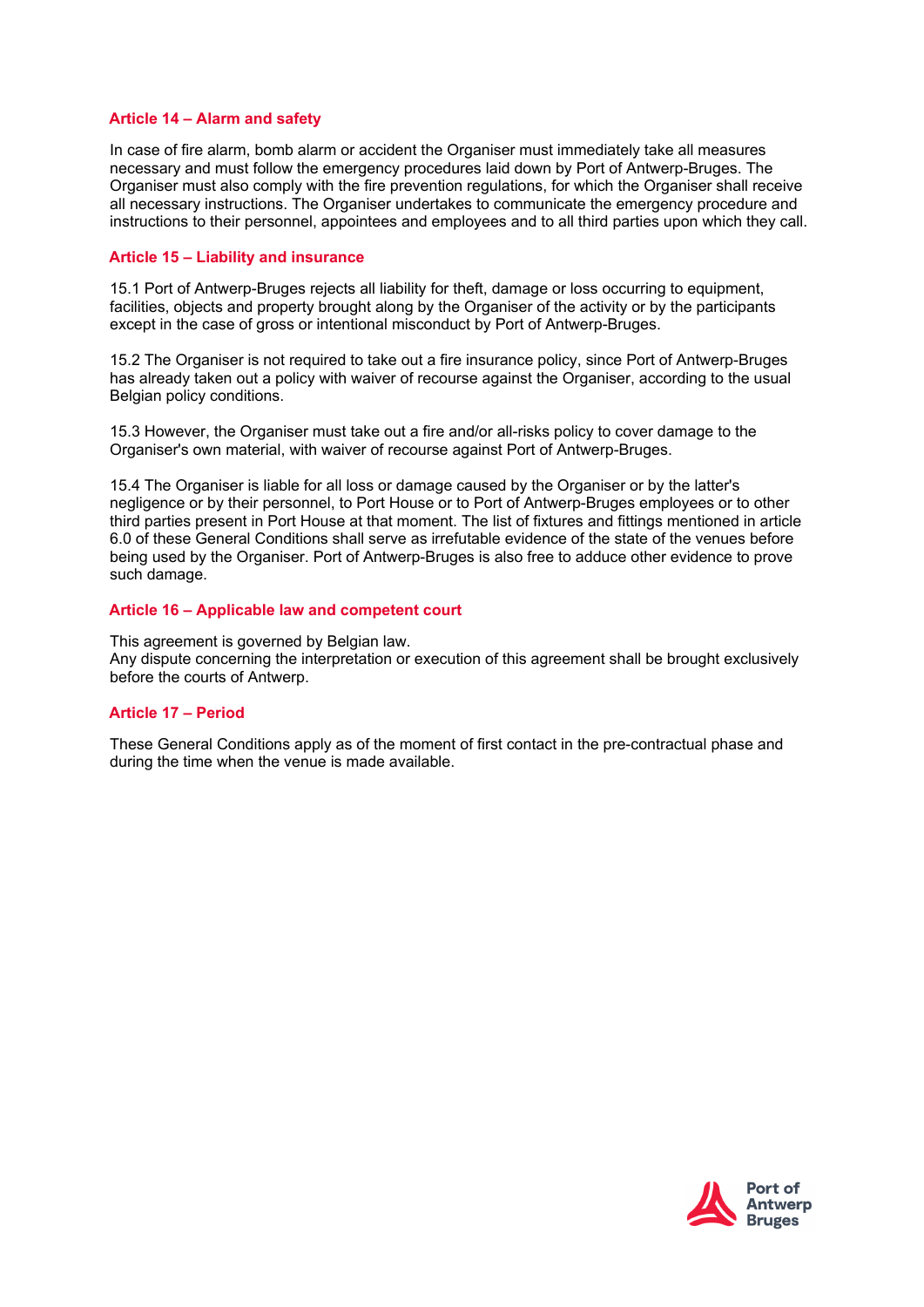## Article 14 – Alarm and safety

In case of fire alarm, bomb alarm or accident the Organiser must immediately take all measures necessary and must follow the emergency procedures laid down by Port of Antwerp-Bruges. The Organiser must also comply with the fire prevention regulations, for which the Organiser shall receive all necessary instructions. The Organiser undertakes to communicate the emergency procedure and instructions to their personnel, appointees and employees and to all third parties upon which they call.

## Article 15 – Liability and insurance

15.1 Port of Antwerp-Bruges rejects all liability for theft, damage or loss occurring to equipment, facilities, objects and property brought along by the Organiser of the activity or by the participants except in the case of gross or intentional misconduct by Port of Antwerp-Bruges.

15.2 The Organiser is not required to take out a fire insurance policy, since Port of Antwerp-Bruges has already taken out a policy with waiver of recourse against the Organiser, according to the usual Belgian policy conditions.

15.3 However, the Organiser must take out a fire and/or all-risks policy to cover damage to the Organiser's own material, with waiver of recourse against Port of Antwerp-Bruges.

15.4 The Organiser is liable for all loss or damage caused by the Organiser or by the latter's negligence or by their personnel, to Port House or to Port of Antwerp-Bruges employees or to other third parties present in Port House at that moment. The list of fixtures and fittings mentioned in article 6.0 of these General Conditions shall serve as irrefutable evidence of the state of the venues before being used by the Organiser. Port of Antwerp-Bruges is also free to adduce other evidence to prove such damage.

## Article 16 – Applicable law and competent court

This agreement is governed by Belgian law.
Any dispute concerning the interpretation or execution of this agreement shall be brought exclusively before the courts of Antwerp.

## Article 17 – Period

These General Conditions apply as of the moment of first contact in the pre-contractual phase and during the time when the venue is made available.